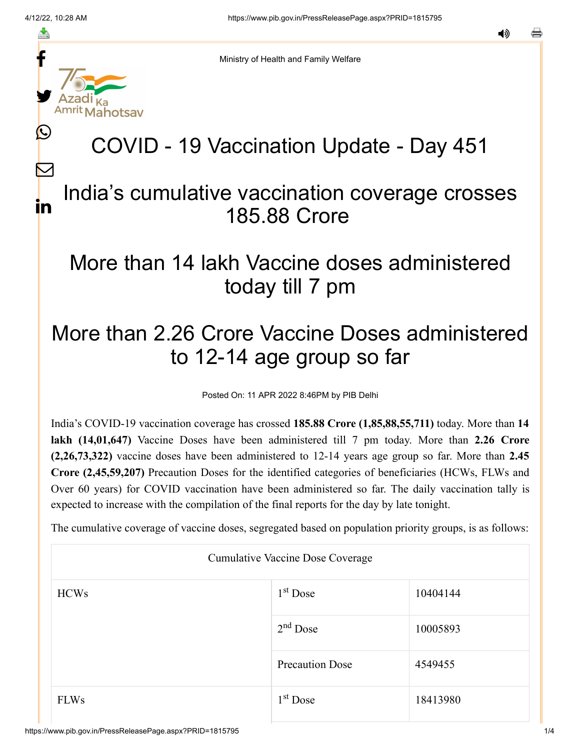Ministry of Health and Family Welfare

# COVID - 19 Vaccination Update - Day 451

## India's cumulative vaccination coverage crosses 185.88 Crore

## More than 14 lakh Vaccine doses administered today till 7 pm

## More than 2.26 Crore Vaccine Doses administered to 12-14 age group so far

Posted On: 11 APR 2022 8:46PM by PIB Delhi

India's COVID-19 vaccination coverage has crossed **185.88 Crore (1,85,88,55,711)** today. More than **14 lakh (14,01,647)** Vaccine Doses have been administered till 7 pm today. More than **2.26 Crore (2,26,73,322)** vaccine doses have been administered to 12-14 years age group so far. More than **2.45 Crore (2,45,59,207)** Precaution Doses for the identified categories of beneficiaries (HCWs, FLWs and Over 60 years) for COVID vaccination have been administered so far. The daily vaccination tally is expected to increase with the compilation of the final reports for the day by late tonight.

The cumulative coverage of vaccine doses, segregated based on population priority groups, is as follows:

| Cumulative Vaccine Dose Coverage | | |
|---|---|---|
| HCWs | 1st Dose | 10404144 |
| | 2nd Dose | 10005893 |
| | Precaution Dose | 4549455 |
| FLWs | 1st Dose | 18413980 |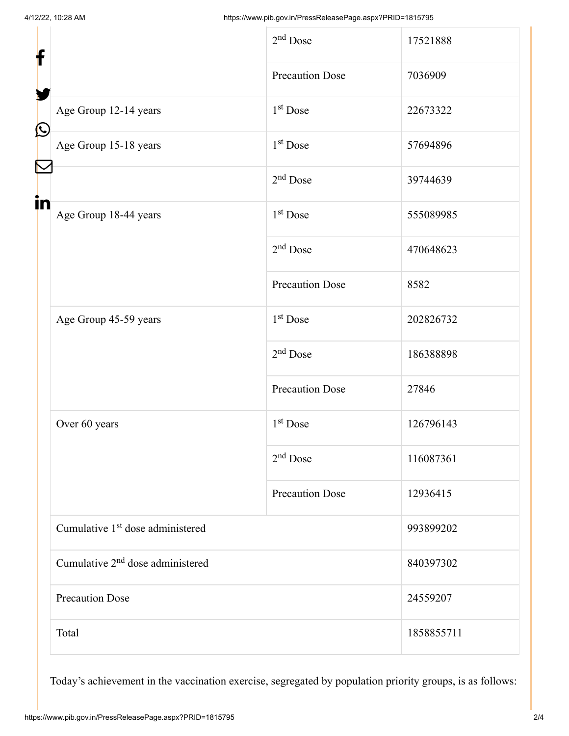| | | |
|---|---|---|
| | $2^{nd}$ Dose | 17521888 |
| | Precaution Dose | 7036909 |
| Age Group 12-14 years | $1^{st}$ Dose | 22673322 |
| Age Group 15-18 years | $1^{st}$ Dose | 57694896 |
| | $2^{nd}$ Dose | 39744639 |
| Age Group 18-44 years | $1^{st}$ Dose | 555089985 |
| | $2^{nd}$ Dose | 470648623 |
| | Precaution Dose | 8582 |
| Age Group 45-59 years | $1^{st}$ Dose | 202826732 |
| | $2^{nd}$ Dose | 186388898 |
| | Precaution Dose | 27846 |
| Over 60 years | $1^{st}$ Dose | 126796143 |
| | $2^{nd}$ Dose | 116087361 |
| | Precaution Dose | 12936415 |
| Cumulative $1^{st}$ dose administered | | 993899202 |
| Cumulative $2^{nd}$ dose administered | | 840397302 |
| Precaution Dose | | 24559207 |
| Total | | 1858855711 |

Today's achievement in the vaccination exercise, segregated by population priority groups, is as follows: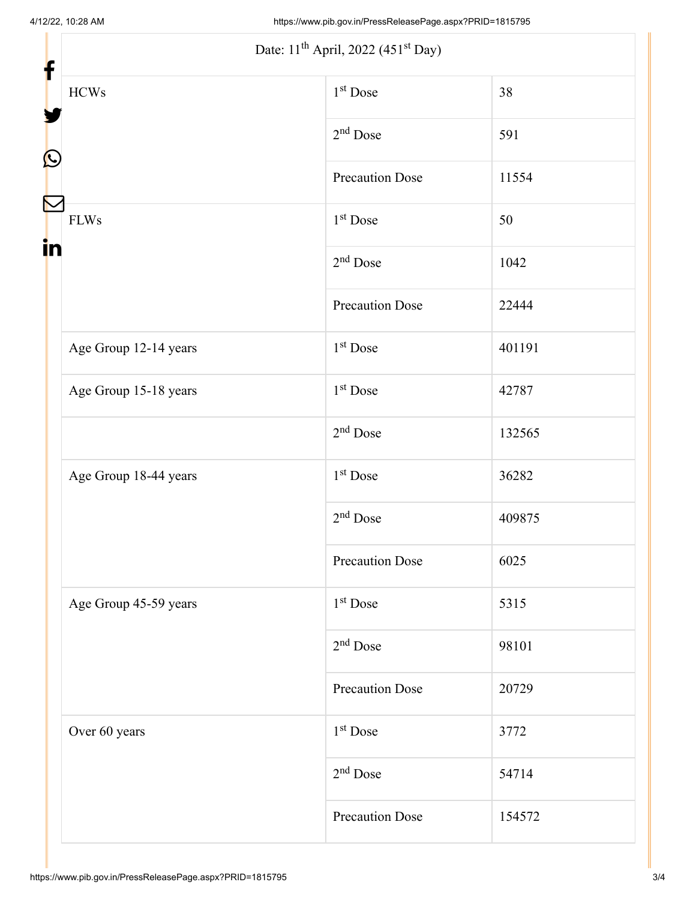| Date: 11th April, 2022 (451st Day) | | |
|---|---|---|
| HCWs | 1st Dose | 38 |
| | 2nd Dose | 591 |
| | Precaution Dose | 11554 |
| FLWs | 1st Dose | 50 |
| | 2nd Dose | 1042 |
| | Precaution Dose | 22444 |
| Age Group 12-14 years | 1st Dose | 401191 |
| Age Group 15-18 years | 1st Dose | 42787 |
| | 2nd Dose | 132565 |
| Age Group 18-44 years | 1st Dose | 36282 |
| | 2nd Dose | 409875 |
| | Precaution Dose | 6025 |
| Age Group 45-59 years | 1st Dose | 5315 |
| | 2nd Dose | 98101 |
| | Precaution Dose | 20729 |
| Over 60 years | 1st Dose | 3772 |
| | 2nd Dose | 54714 |
| | Precaution Dose | 154572 |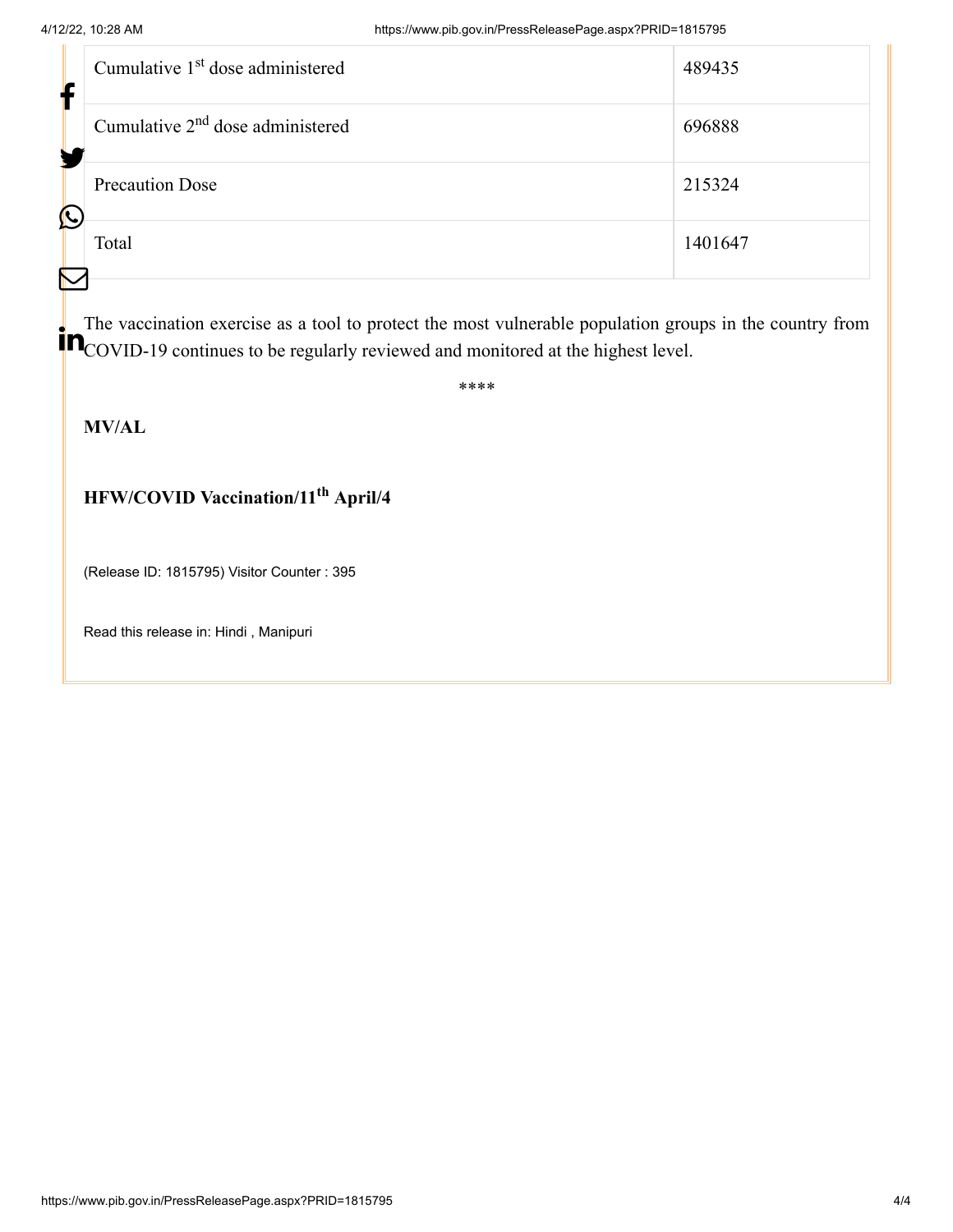| | |
|---|---|
| Cumulative 1st dose administered | 489435 |
| Cumulative 2nd dose administered | 696888 |
| Precaution Dose | 215324 |
| Total | 1401647 |

The vaccination exercise as a tool to protect the most vulnerable population groups in the country from COVID-19 continues to be regularly reviewed and monitored at the highest level.

****

**MV/AL**

**HFW/COVID Vaccination/11th April/4**

(Release ID: 1815795) Visitor Counter : 395

Read this release in: Hindi , Manipuri